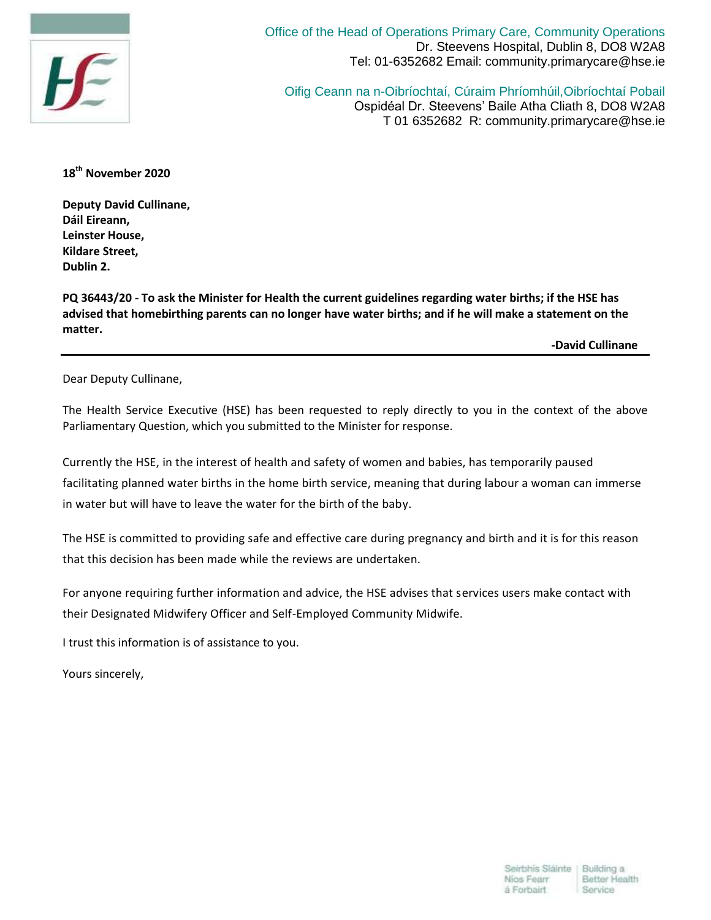Office of the Head of Operations Primary Care, Community Operations
Dr. Steevens Hospital, Dublin 8, DO8 W2A8
Tel: 01-6352682 Email: community.primarycare@hse.ie

Oifig Ceann na n-Oibríochtaí, Cúraim Phríomhúil,Oibríochtaí Pobail
Ospidéal Dr. Steevens' Baile Atha Cliath 8, DO8 W2A8
T 01 6352682 R: community.primarycare@hse.ie

**18th November 2020**

**Deputy David Cullinane,**
**Dáil Eireann,**
**Leinster House,**
**Kildare Street,**
**Dublin 2.**

**PQ 36443/20 - To ask the Minister for Health the current guidelines regarding water births; if the HSE has advised that homebirthing parents can no longer have water births; and if he will make a statement on the matter.**

**-David Cullinane**

---

Dear Deputy Cullinane,

The Health Service Executive (HSE) has been requested to reply directly to you in the context of the above Parliamentary Question, which you submitted to the Minister for response.

Currently the HSE, in the interest of health and safety of women and babies, has temporarily paused facilitating planned water births in the home birth service, meaning that during labour a woman can immerse in water but will have to leave the water for the birth of the baby.

The HSE is committed to providing safe and effective care during pregnancy and birth and it is for this reason that this decision has been made while the reviews are undertaken.

For anyone requiring further information and advice, the HSE advises that services users make contact with their Designated Midwifery Officer and Self-Employed Community Midwife.

I trust this information is of assistance to you.

Yours sincerely,

Seirbhís Sláinte Níos Fearr á Forbairt | Building a Better Health Service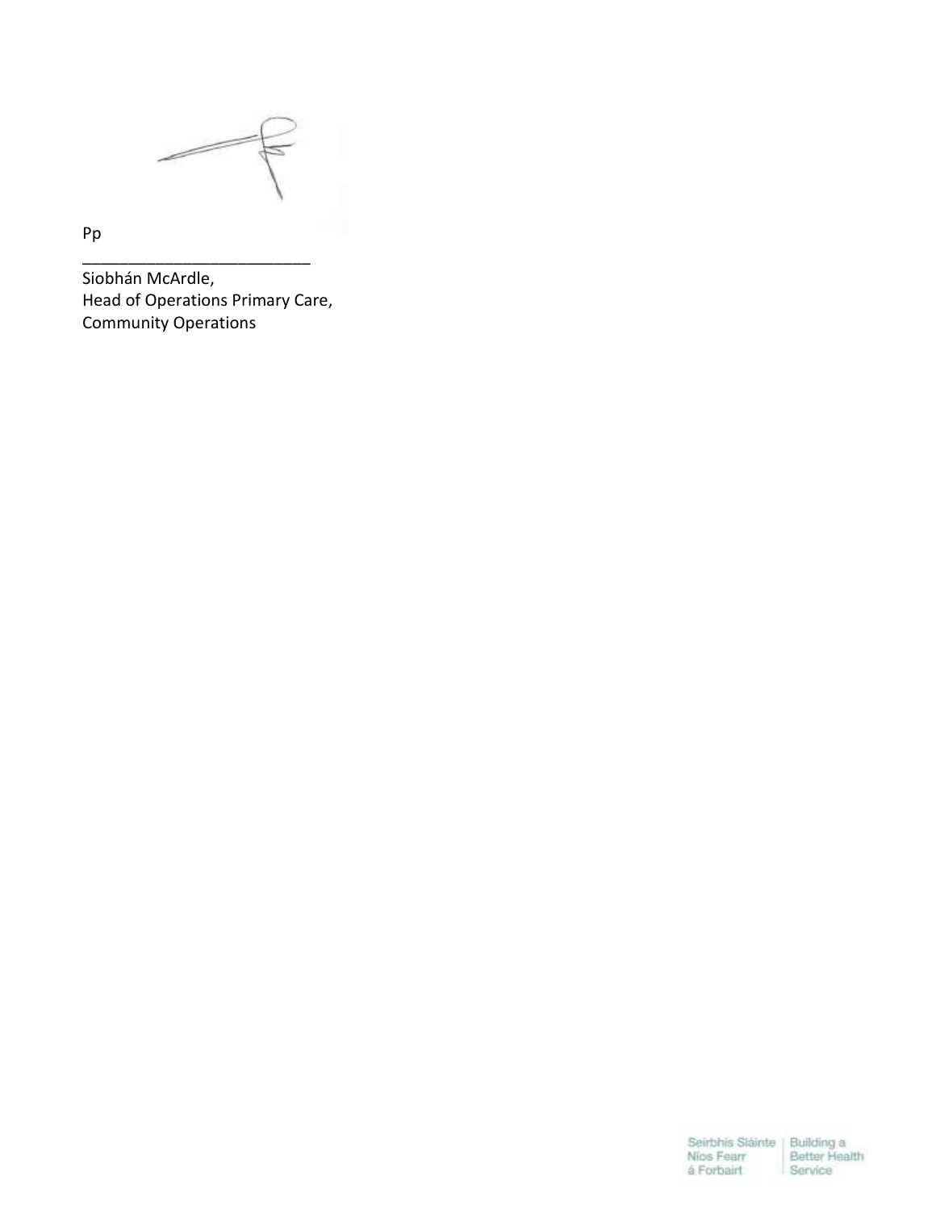Pp

\_\_\_\_\_\_\_\_\_\_\_\_\_\_\_\_\_\_\_\_\_\_\_\_\_\_

Siobhán McArdle,
Head of Operations Primary Care,
Community Operations